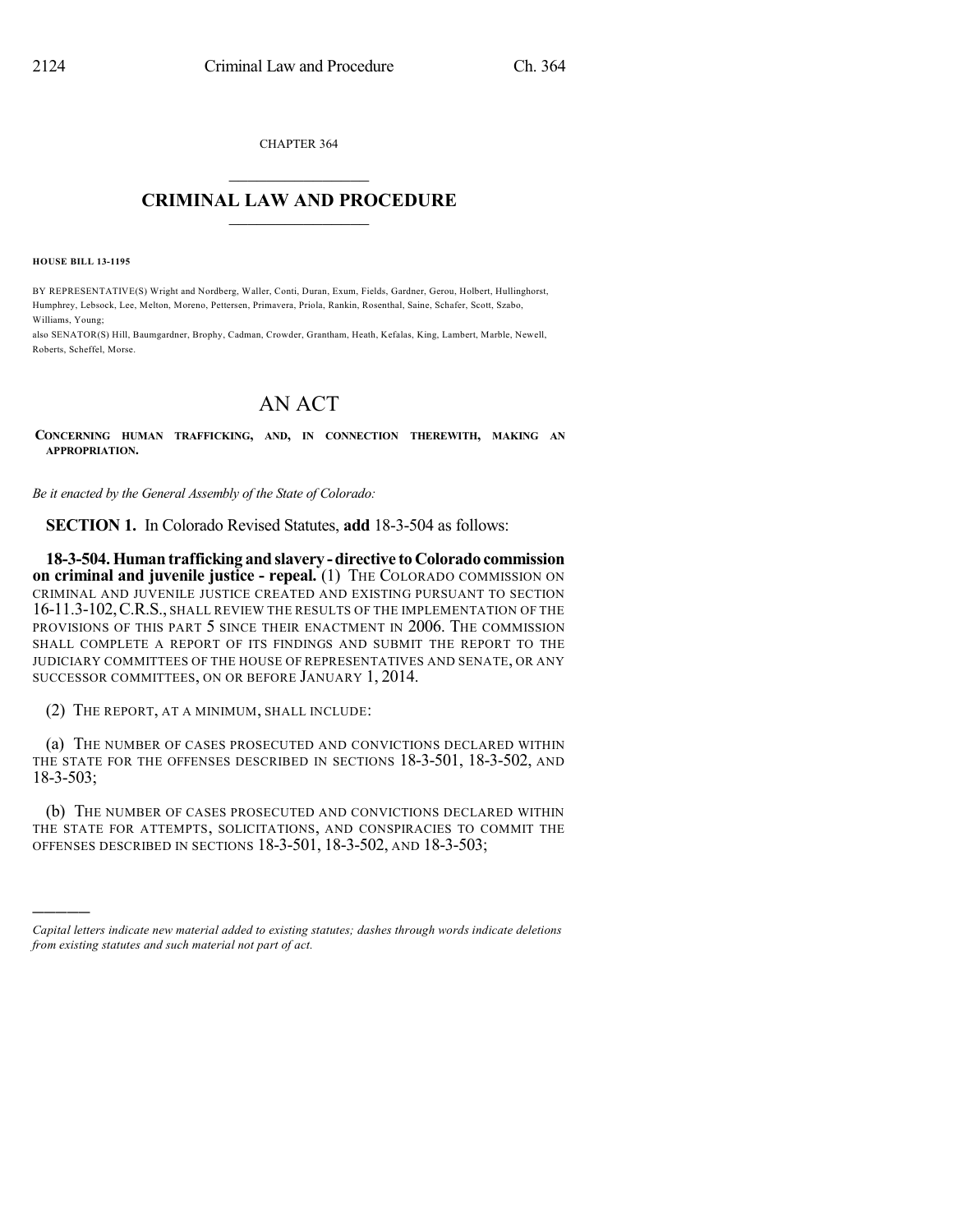CHAPTER 364

# CRIMINAL LAW AND PROCEDURE

**HOUSE BILL 13-1195**

BY REPRESENTATIVE(S) Wright and Nordberg, Waller, Conti, Duran, Exum, Fields, Gardner, Gerou, Holbert, Hullinghorst, Humphrey, Lebsock, Lee, Melton, Moreno, Pettersen, Primavera, Priola, Rankin, Rosenthal, Saine, Schafer, Scott, Szabo, Williams, Young;
also SENATOR(S) Hill, Baumgardner, Brophy, Cadman, Crowder, Grantham, Heath, Kefalas, King, Lambert, Marble, Newell, Roberts, Scheffel, Morse.

# AN ACT

**CONCERNING HUMAN TRAFFICKING, AND, IN CONNECTION THEREWITH, MAKING AN APPROPRIATION.**

*Be it enacted by the General Assembly of the State of Colorado:*

**SECTION 1.** In Colorado Revised Statutes, **add** 18-3-504 as follows:

**18-3-504. Human trafficking and slavery - directive to Colorado commission on criminal and juvenile justice - repeal.** (1) THE COLORADO COMMISSION ON CRIMINAL AND JUVENILE JUSTICE CREATED AND EXISTING PURSUANT TO SECTION 16-11.3-102, C.R.S., SHALL REVIEW THE RESULTS OF THE IMPLEMENTATION OF THE PROVISIONS OF THIS PART 5 SINCE THEIR ENACTMENT IN 2006. THE COMMISSION SHALL COMPLETE A REPORT OF ITS FINDINGS AND SUBMIT THE REPORT TO THE JUDICIARY COMMITTEES OF THE HOUSE OF REPRESENTATIVES AND SENATE, OR ANY SUCCESSOR COMMITTEES, ON OR BEFORE JANUARY 1, 2014.

(2) THE REPORT, AT A MINIMUM, SHALL INCLUDE:

(a) THE NUMBER OF CASES PROSECUTED AND CONVICTIONS DECLARED WITHIN THE STATE FOR THE OFFENSES DESCRIBED IN SECTIONS 18-3-501, 18-3-502, AND 18-3-503;

(b) THE NUMBER OF CASES PROSECUTED AND CONVICTIONS DECLARED WITHIN THE STATE FOR ATTEMPTS, SOLICITATIONS, AND CONSPIRACIES TO COMMIT THE OFFENSES DESCRIBED IN SECTIONS 18-3-501, 18-3-502, AND 18-3-503;

---

*Capital letters indicate new material added to existing statutes; dashes through words indicate deletions from existing statutes and such material not part of act.*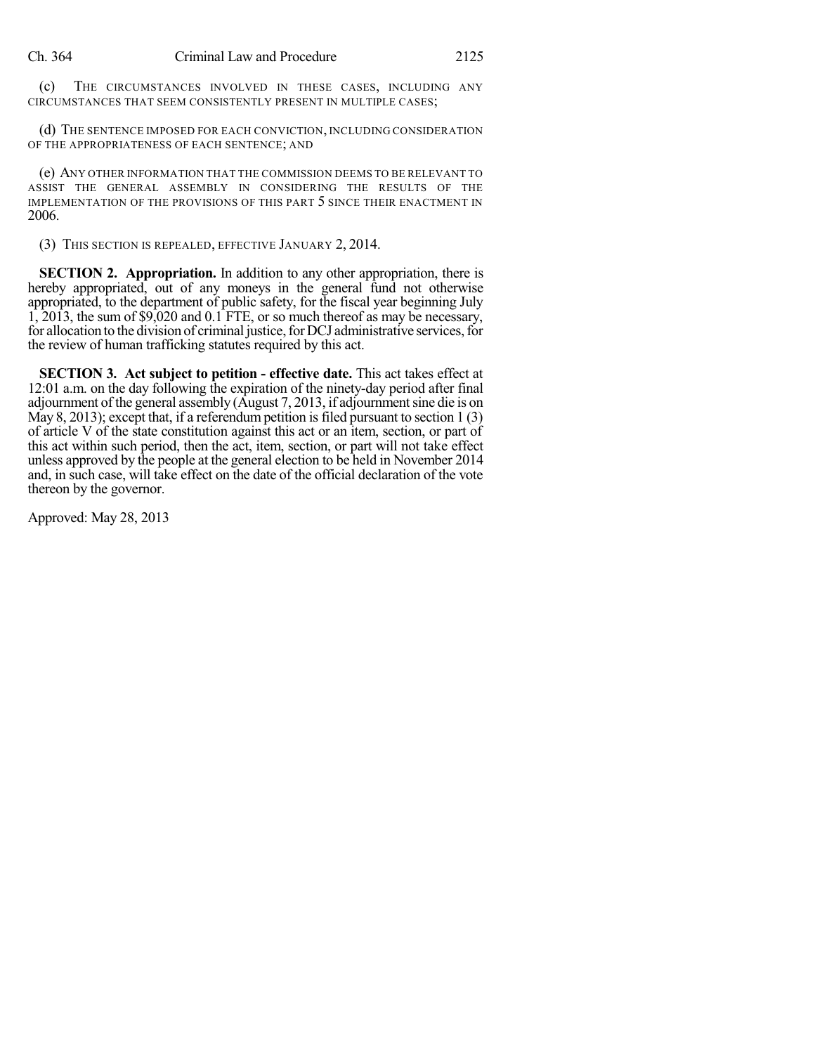(c) THE CIRCUMSTANCES INVOLVED IN THESE CASES, INCLUDING ANY CIRCUMSTANCES THAT SEEM CONSISTENTLY PRESENT IN MULTIPLE CASES;

(d) THE SENTENCE IMPOSED FOR EACH CONVICTION, INCLUDING CONSIDERATION OF THE APPROPRIATENESS OF EACH SENTENCE; AND

(e) ANY OTHER INFORMATION THAT THE COMMISSION DEEMS TO BE RELEVANT TO ASSIST THE GENERAL ASSEMBLY IN CONSIDERING THE RESULTS OF THE IMPLEMENTATION OF THE PROVISIONS OF THIS PART 5 SINCE THEIR ENACTMENT IN 2006.

(3) THIS SECTION IS REPEALED, EFFECTIVE JANUARY 2, 2014.

**SECTION 2. Appropriation.** In addition to any other appropriation, there is hereby appropriated, out of any moneys in the general fund not otherwise appropriated, to the department of public safety, for the fiscal year beginning July 1, 2013, the sum of $9,020 and 0.1 FTE, or so much thereof as may be necessary, for allocation to the division of criminal justice, for DCJ administrative services, for the review of human trafficking statutes required by this act.

**SECTION 3. Act subject to petition - effective date.** This act takes effect at 12:01 a.m. on the day following the expiration of the ninety-day period after final adjournment of the general assembly (August 7, 2013, if adjournment sine die is on May 8, 2013); except that, if a referendum petition is filed pursuant to section 1 (3) of article V of the state constitution against this act or an item, section, or part of this act within such period, then the act, item, section, or part will not take effect unless approved by the people at the general election to be held in November 2014 and, in such case, will take effect on the date of the official declaration of the vote thereon by the governor.

Approved: May 28, 2013